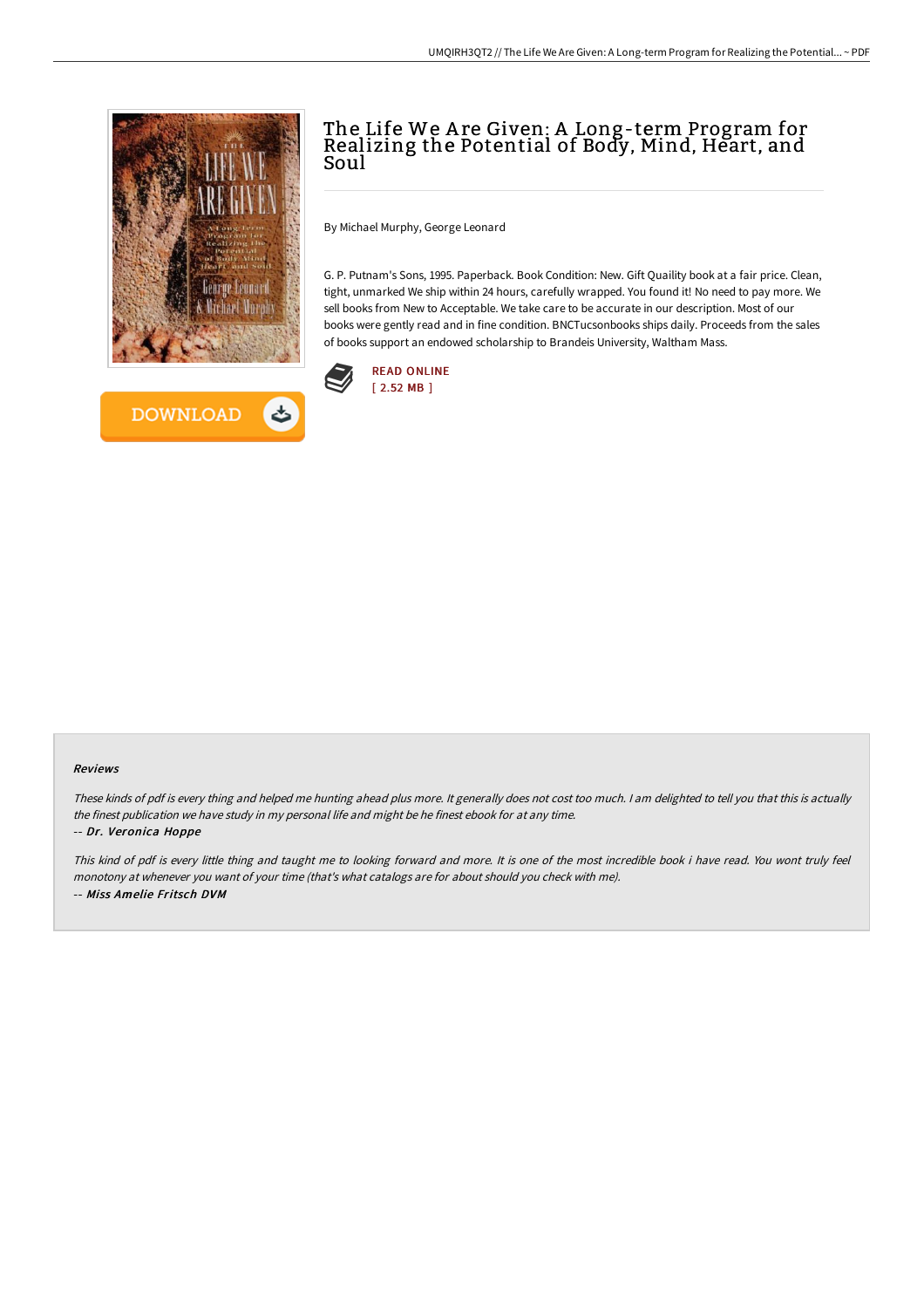# The Life We Are Given: A Long-term Program for Realizing the Potential of Body, Mind, Heart, and Soul

By Michael Murphy, George Leonard

G. P. Putnam's Sons, 1995. Paperback. Book Condition: New. Gift Quaility book at a fair price. Clean, tight, unmarked We ship within 24 hours, carefully wrapped. You found it! No need to pay more. We sell books from New to Acceptable. We take care to be accurate in our description. Most of our books were gently read and in fine condition. BNCTucsonbooks ships daily. Proceeds from the sales of books support an endowed scholarship to Brandeis University, Waltham Mass.

READ ONLINE
[ 2.52 MB ]

DOWNLOAD

### Reviews

*These kinds of pdf is every thing and helped me hunting ahead plus more. It generally does not cost too much. I am delighted to tell you that this is actually the finest publication we have study in my personal life and might be he finest ebook for at any time.*

*-- Dr. Veronica Hoppe*

*This kind of pdf is every little thing and taught me to looking forward and more. It is one of the most incredible book i have read. You wont truly feel monotony at whenever you want of your time (that's what catalogs are for about should you check with me).*

*-- Miss Amelie Fritsch DVM*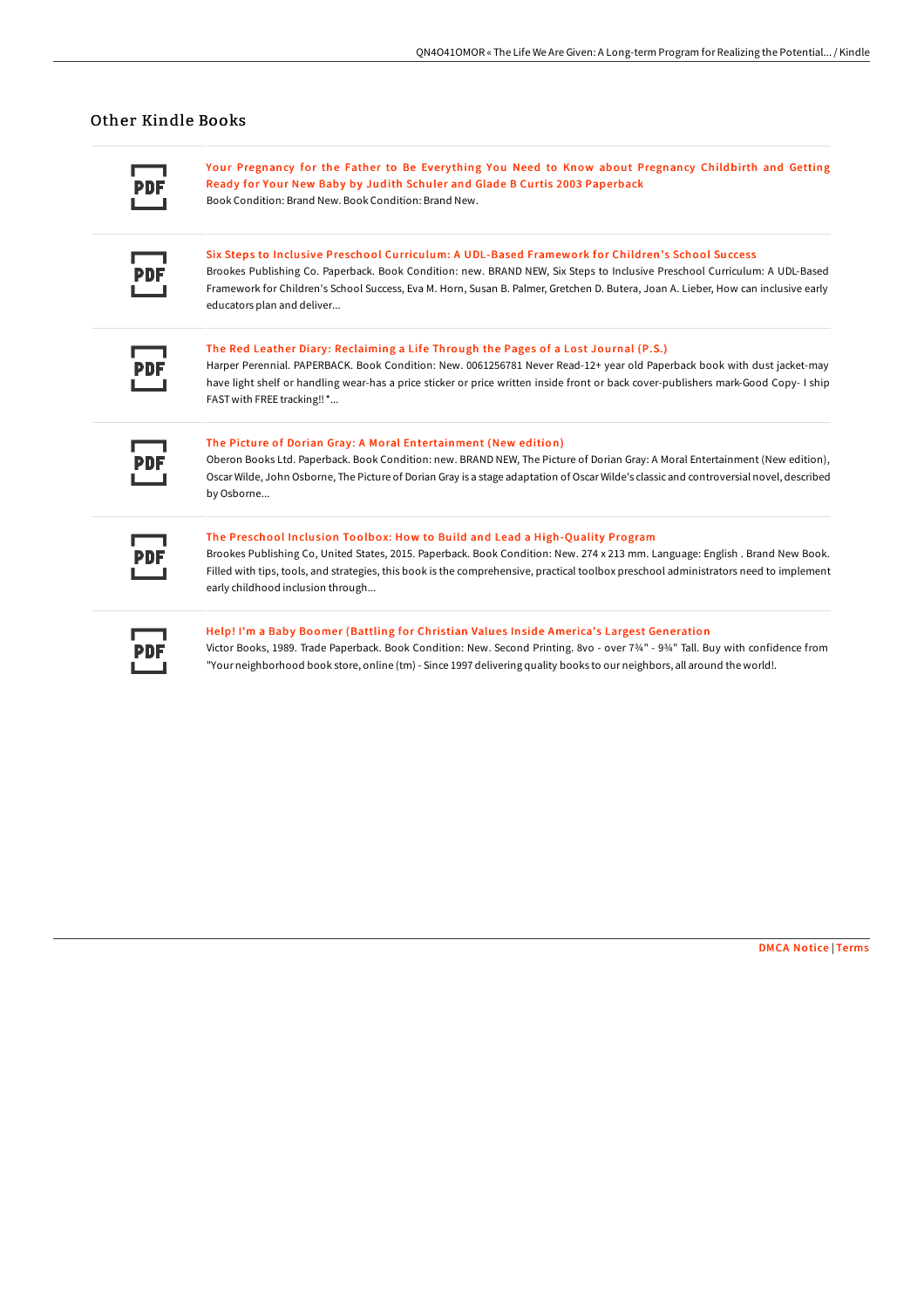## Other Kindle Books

PDF

**Your Pregnancy for the Father to Be Everything You Need to Know about Pregnancy Childbirth and Getting Ready for Your New Baby by Judith Schuler and Glade B Curtis 2003 Paperback**

Book Condition: Brand New. Book Condition: Brand New.

PDF

**Six Steps to Inclusive Preschool Curriculum: A UDL-Based Framework for Children's School Success**

Brookes Publishing Co. Paperback. Book Condition: new. BRAND NEW, Six Steps to Inclusive Preschool Curriculum: A UDL-Based Framework for Children's School Success, Eva M. Horn, Susan B. Palmer, Gretchen D. Butera, Joan A. Lieber, How can inclusive early educators plan and deliver...

PDF

**The Red Leather Diary: Reclaiming a Life Through the Pages of a Lost Journal (P.S.)**

Harper Perennial. PAPERBACK. Book Condition: New. 0061256781 Never Read-12+ year old Paperback book with dust jacket-may have light shelf or handling wear-has a price sticker or price written inside front or back cover-publishers mark-Good Copy- I ship FAST with FREE tracking!! *...

PDF

**The Picture of Dorian Gray: A Moral Entertainment (New edition)**

Oberon Books Ltd. Paperback. Book Condition: new. BRAND NEW, The Picture of Dorian Gray: A Moral Entertainment (New edition), Oscar Wilde, John Osborne, The Picture of Dorian Gray is a stage adaptation of Oscar Wilde's classic and controversial novel, described by Osborne...

PDF

**The Preschool Inclusion Toolbox: How to Build and Lead a High-Quality Program**

Brookes Publishing Co, United States, 2015. Paperback. Book Condition: New. 274 x 213 mm. Language: English . Brand New Book. Filled with tips, tools, and strategies, this book is the comprehensive, practical toolbox preschool administrators need to implement early childhood inclusion through...

PDF

**Help! I'm a Baby Boomer (Battling for Christian Values Inside America's Largest Generation**

Victor Books, 1989. Trade Paperback. Book Condition: New. Second Printing. 8vo - over 7¾" - 9¾" Tall. Buy with confidence from "Your neighborhood book store, online (tm) - Since 1997 delivering quality books to our neighbors, all around the world!.

DMCA Notice | Terms